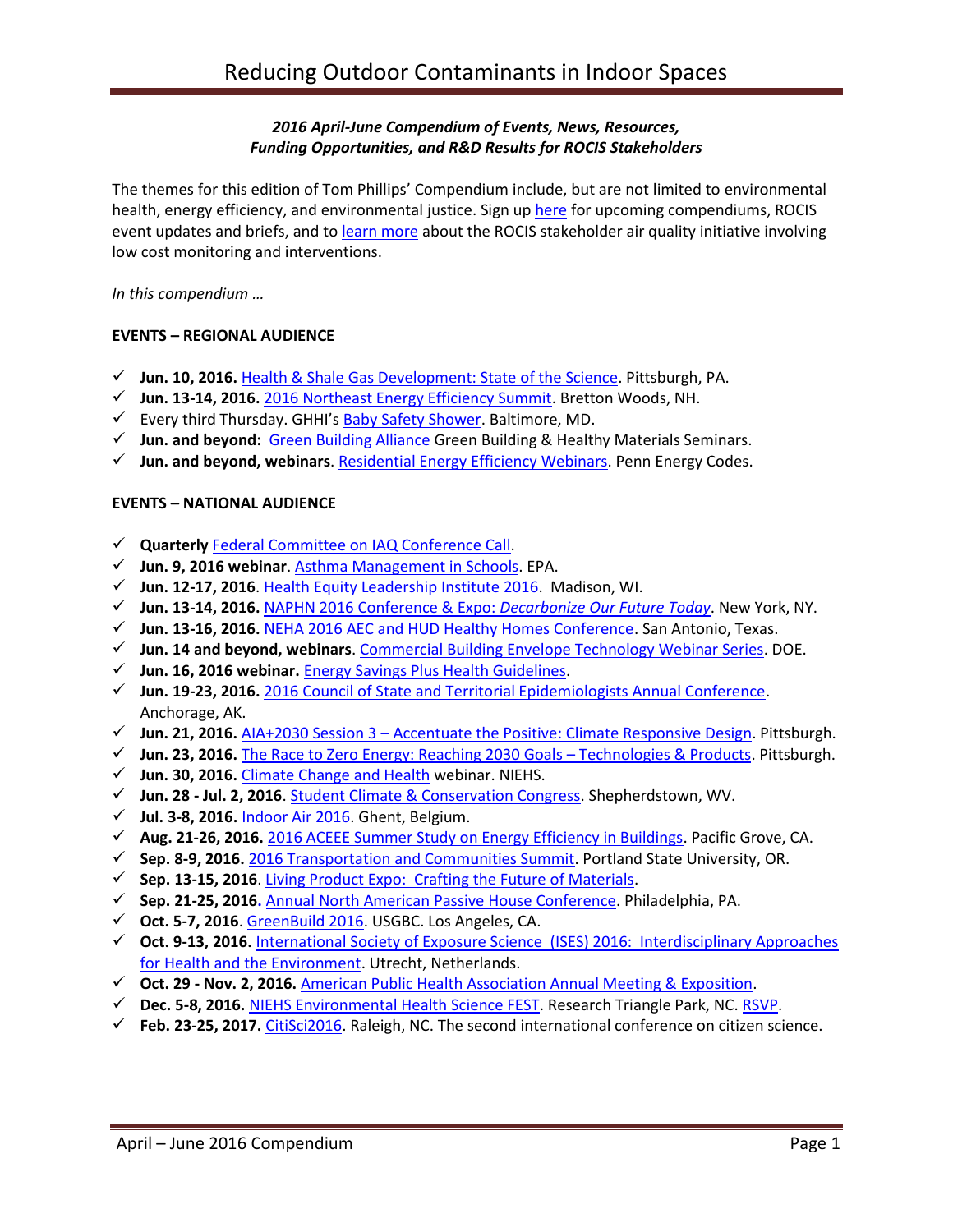# Reducing Outdoor Contaminants in Indoor Spaces

***2016 April-June Compendium of Events, News, Resources, Funding Opportunities, and R&D Results for ROCIS Stakeholders***

The themes for this edition of Tom Phillips' Compendium include, but are not limited to environmental health, energy efficiency, and environmental justice. Sign up here for upcoming compendiums, ROCIS event updates and briefs, and to learn more about the ROCIS stakeholder air quality initiative involving low cost monitoring and interventions.

*In this compendium …*

**EVENTS – REGIONAL AUDIENCE**

- ✓ **Jun. 10, 2016.** Health & Shale Gas Development: State of the Science. Pittsburgh, PA.
- ✓ **Jun. 13-14, 2016.** 2016 Northeast Energy Efficiency Summit. Bretton Woods, NH.
- ✓ Every third Thursday. GHHI's Baby Safety Shower. Baltimore, MD.
- ✓ **Jun. and beyond:** Green Building Alliance Green Building & Healthy Materials Seminars.
- ✓ **Jun. and beyond, webinars**. Residential Energy Efficiency Webinars. Penn Energy Codes.

**EVENTS – NATIONAL AUDIENCE**

- ✓ **Quarterly** Federal Committee on IAQ Conference Call.
- ✓ **Jun. 9, 2016 webinar**. Asthma Management in Schools. EPA.
- ✓ **Jun. 12-17, 2016**. Health Equity Leadership Institute 2016. Madison, WI.
- ✓ **Jun. 13-14, 2016.** NAPHN 2016 Conference & Expo: *Decarbonize Our Future Today*. New York, NY.
- ✓ **Jun. 13-16, 2016.** NEHA 2016 AEC and HUD Healthy Homes Conference. San Antonio, Texas.
- ✓ **Jun. 14 and beyond, webinars**. Commercial Building Envelope Technology Webinar Series. DOE.
- ✓ **Jun. 16, 2016 webinar.** Energy Savings Plus Health Guidelines.
- ✓ **Jun. 19-23, 2016.** 2016 Council of State and Territorial Epidemiologists Annual Conference. Anchorage, AK.
- ✓ **Jun. 21, 2016.** AIA+2030 Session 3 – Accentuate the Positive: Climate Responsive Design. Pittsburgh.
- ✓ **Jun. 23, 2016.** The Race to Zero Energy: Reaching 2030 Goals – Technologies & Products. Pittsburgh.
- ✓ **Jun. 30, 2016.** Climate Change and Health webinar. NIEHS.
- ✓ **Jun. 28 - Jul. 2, 2016**. Student Climate & Conservation Congress. Shepherdstown, WV.
- ✓ **Jul. 3-8, 2016.** Indoor Air 2016. Ghent, Belgium.
- ✓ **Aug. 21-26, 2016.** 2016 ACEEE Summer Study on Energy Efficiency in Buildings. Pacific Grove, CA.
- ✓ **Sep. 8-9, 2016.** 2016 Transportation and Communities Summit. Portland State University, OR.
- ✓ **Sep. 13-15, 2016**. Living Product Expo: Crafting the Future of Materials.
- ✓ **Sep. 21-25, 2016.** Annual North American Passive House Conference. Philadelphia, PA.
- ✓ **Oct. 5-7, 2016**. GreenBuild 2016. USGBC. Los Angeles, CA.
- ✓ **Oct. 9-13, 2016.** International Society of Exposure Science (ISES) 2016: Interdisciplinary Approaches for Health and the Environment. Utrecht, Netherlands.
- ✓ **Oct. 29 - Nov. 2, 2016.** American Public Health Association Annual Meeting & Exposition.
- ✓ **Dec. 5-8, 2016.** NIEHS Environmental Health Science FEST. Research Triangle Park, NC. RSVP.
- ✓ **Feb. 23-25, 2017.** CitiSci2016. Raleigh, NC. The second international conference on citizen science.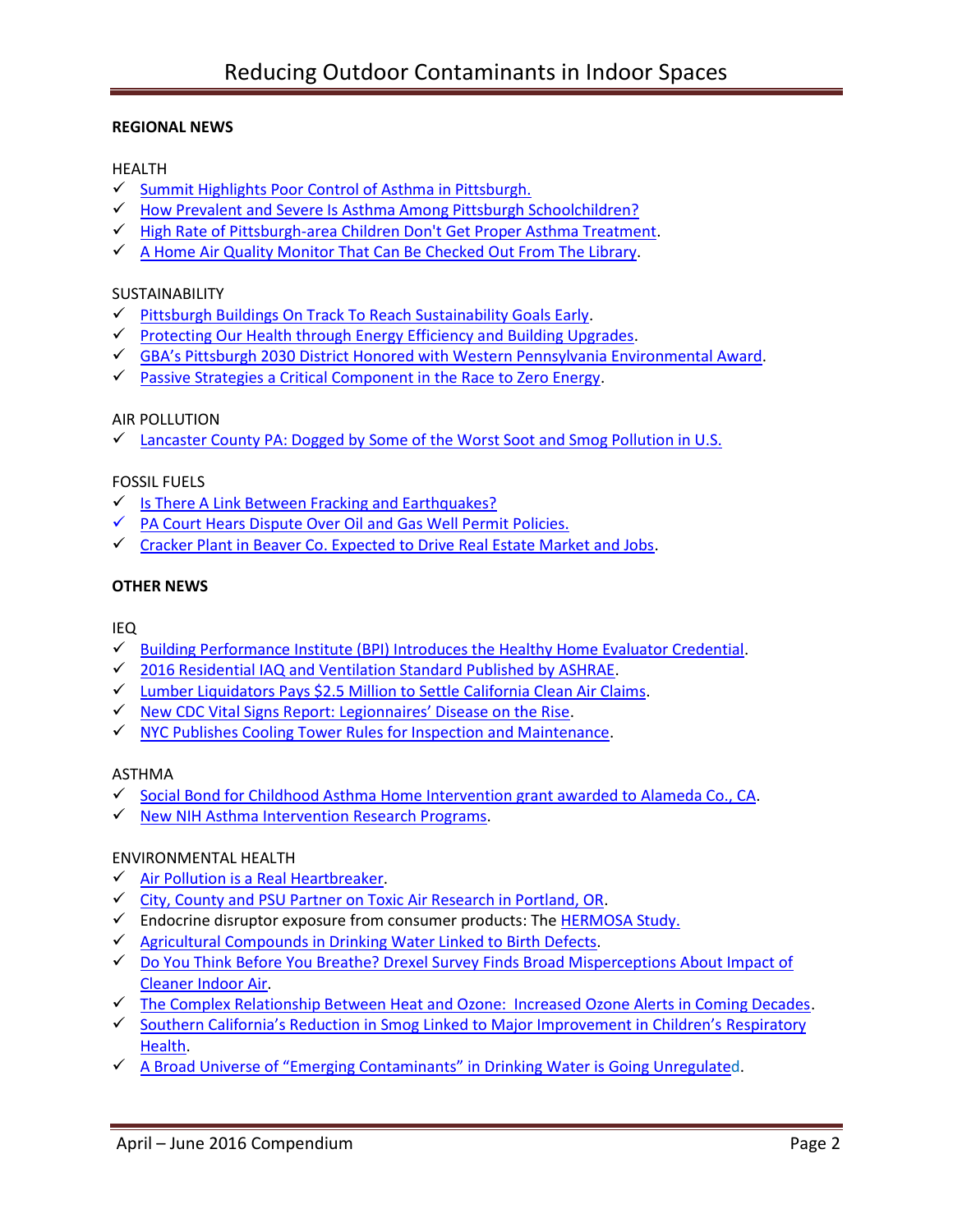## REGIONAL NEWS

HEALTH

- ✓ Summit Highlights Poor Control of Asthma in Pittsburgh.
- ✓ How Prevalent and Severe Is Asthma Among Pittsburgh Schoolchildren?
- ✓ High Rate of Pittsburgh-area Children Don't Get Proper Asthma Treatment.
- ✓ A Home Air Quality Monitor That Can Be Checked Out From The Library.

SUSTAINABILITY

- ✓ Pittsburgh Buildings On Track To Reach Sustainability Goals Early.
- ✓ Protecting Our Health through Energy Efficiency and Building Upgrades.
- ✓ GBA's Pittsburgh 2030 District Honored with Western Pennsylvania Environmental Award.
- ✓ Passive Strategies a Critical Component in the Race to Zero Energy.

AIR POLLUTION

- ✓ Lancaster County PA: Dogged by Some of the Worst Soot and Smog Pollution in U.S.

FOSSIL FUELS

- ✓ Is There A Link Between Fracking and Earthquakes?
- ✓ PA Court Hears Dispute Over Oil and Gas Well Permit Policies.
- ✓ Cracker Plant in Beaver Co. Expected to Drive Real Estate Market and Jobs.

## OTHER NEWS

IEQ

- ✓ Building Performance Institute (BPI) Introduces the Healthy Home Evaluator Credential.
- ✓ 2016 Residential IAQ and Ventilation Standard Published by ASHRAE.
- ✓ Lumber Liquidators Pays $2.5 Million to Settle California Clean Air Claims.
- ✓ New CDC Vital Signs Report: Legionnaires' Disease on the Rise.
- ✓ NYC Publishes Cooling Tower Rules for Inspection and Maintenance.

ASTHMA

- ✓ Social Bond for Childhood Asthma Home Intervention grant awarded to Alameda Co., CA.
- ✓ New NIH Asthma Intervention Research Programs.

ENVIRONMENTAL HEALTH

- ✓ Air Pollution is a Real Heartbreaker.
- ✓ City, County and PSU Partner on Toxic Air Research in Portland, OR.
- ✓ Endocrine disruptor exposure from consumer products: The HERMOSA Study.
- ✓ Agricultural Compounds in Drinking Water Linked to Birth Defects.
- ✓ Do You Think Before You Breathe? Drexel Survey Finds Broad Misperceptions About Impact of Cleaner Indoor Air.
- ✓ The Complex Relationship Between Heat and Ozone: Increased Ozone Alerts in Coming Decades.
- ✓ Southern California's Reduction in Smog Linked to Major Improvement in Children's Respiratory Health.
- ✓ A Broad Universe of "Emerging Contaminants" in Drinking Water is Going Unregulated.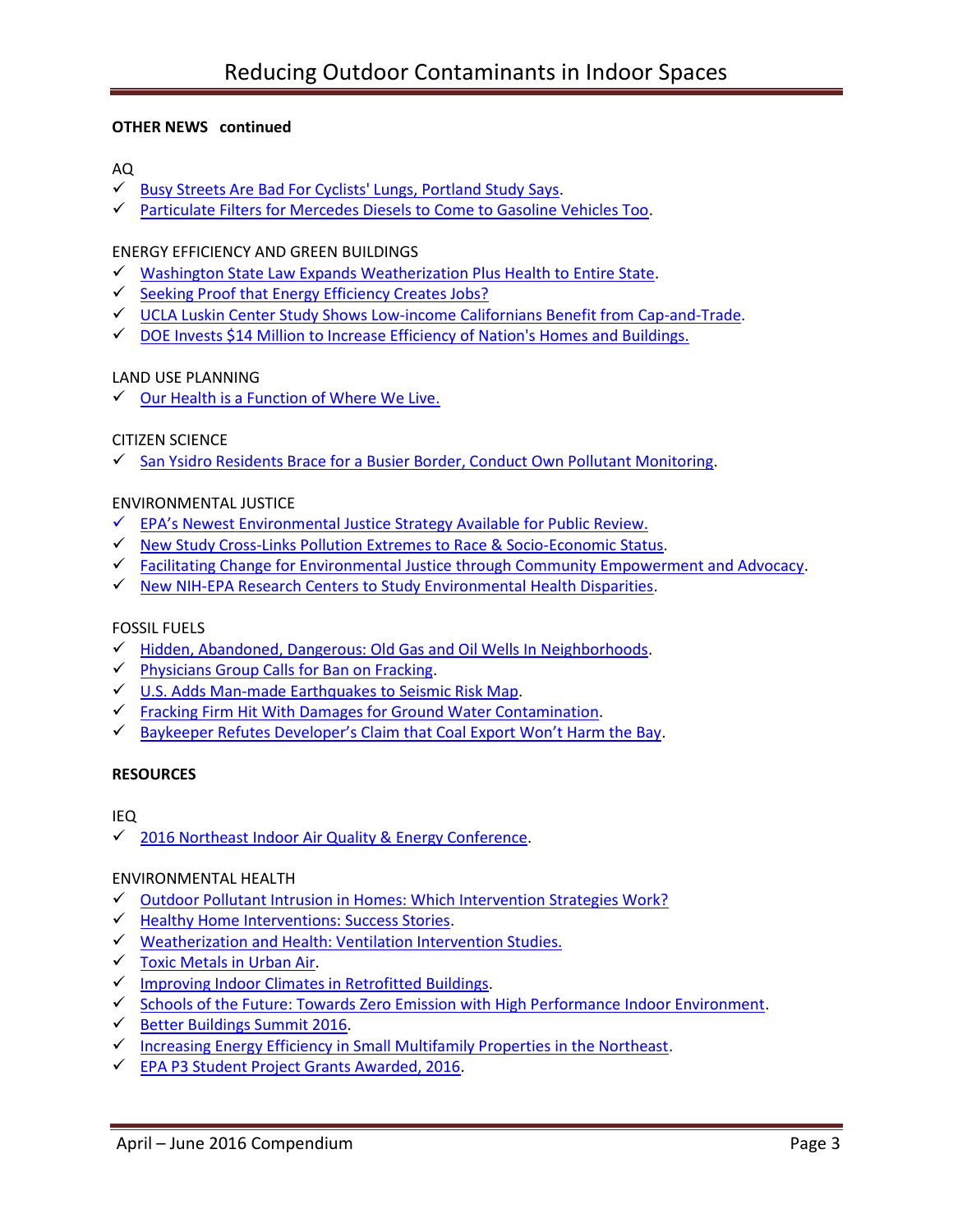**OTHER NEWS continued**

AQ

- ✓ Busy Streets Are Bad For Cyclists' Lungs, Portland Study Says.
- ✓ Particulate Filters for Mercedes Diesels to Come to Gasoline Vehicles Too.

ENERGY EFFICIENCY AND GREEN BUILDINGS

- ✓ Washington State Law Expands Weatherization Plus Health to Entire State.
- ✓ Seeking Proof that Energy Efficiency Creates Jobs?
- ✓ UCLA Luskin Center Study Shows Low-income Californians Benefit from Cap-and-Trade.
- ✓ DOE Invests $14 Million to Increase Efficiency of Nation's Homes and Buildings.

LAND USE PLANNING

- ✓ Our Health is a Function of Where We Live.

CITIZEN SCIENCE

- ✓ San Ysidro Residents Brace for a Busier Border, Conduct Own Pollutant Monitoring.

ENVIRONMENTAL JUSTICE

- ✓ EPA's Newest Environmental Justice Strategy Available for Public Review.
- ✓ New Study Cross-Links Pollution Extremes to Race & Socio-Economic Status.
- ✓ Facilitating Change for Environmental Justice through Community Empowerment and Advocacy.
- ✓ New NIH-EPA Research Centers to Study Environmental Health Disparities.

FOSSIL FUELS

- ✓ Hidden, Abandoned, Dangerous: Old Gas and Oil Wells In Neighborhoods.
- ✓ Physicians Group Calls for Ban on Fracking.
- ✓ U.S. Adds Man-made Earthquakes to Seismic Risk Map.
- ✓ Fracking Firm Hit With Damages for Ground Water Contamination.
- ✓ Baykeeper Refutes Developer's Claim that Coal Export Won't Harm the Bay.

**RESOURCES**

IEQ

- ✓ 2016 Northeast Indoor Air Quality & Energy Conference.

ENVIRONMENTAL HEALTH

- ✓ Outdoor Pollutant Intrusion in Homes: Which Intervention Strategies Work?
- ✓ Healthy Home Interventions: Success Stories.
- ✓ Weatherization and Health: Ventilation Intervention Studies.
- ✓ Toxic Metals in Urban Air.
- ✓ Improving Indoor Climates in Retrofitted Buildings.
- ✓ Schools of the Future: Towards Zero Emission with High Performance Indoor Environment.
- ✓ Better Buildings Summit 2016.
- ✓ Increasing Energy Efficiency in Small Multifamily Properties in the Northeast.
- ✓ EPA P3 Student Project Grants Awarded, 2016.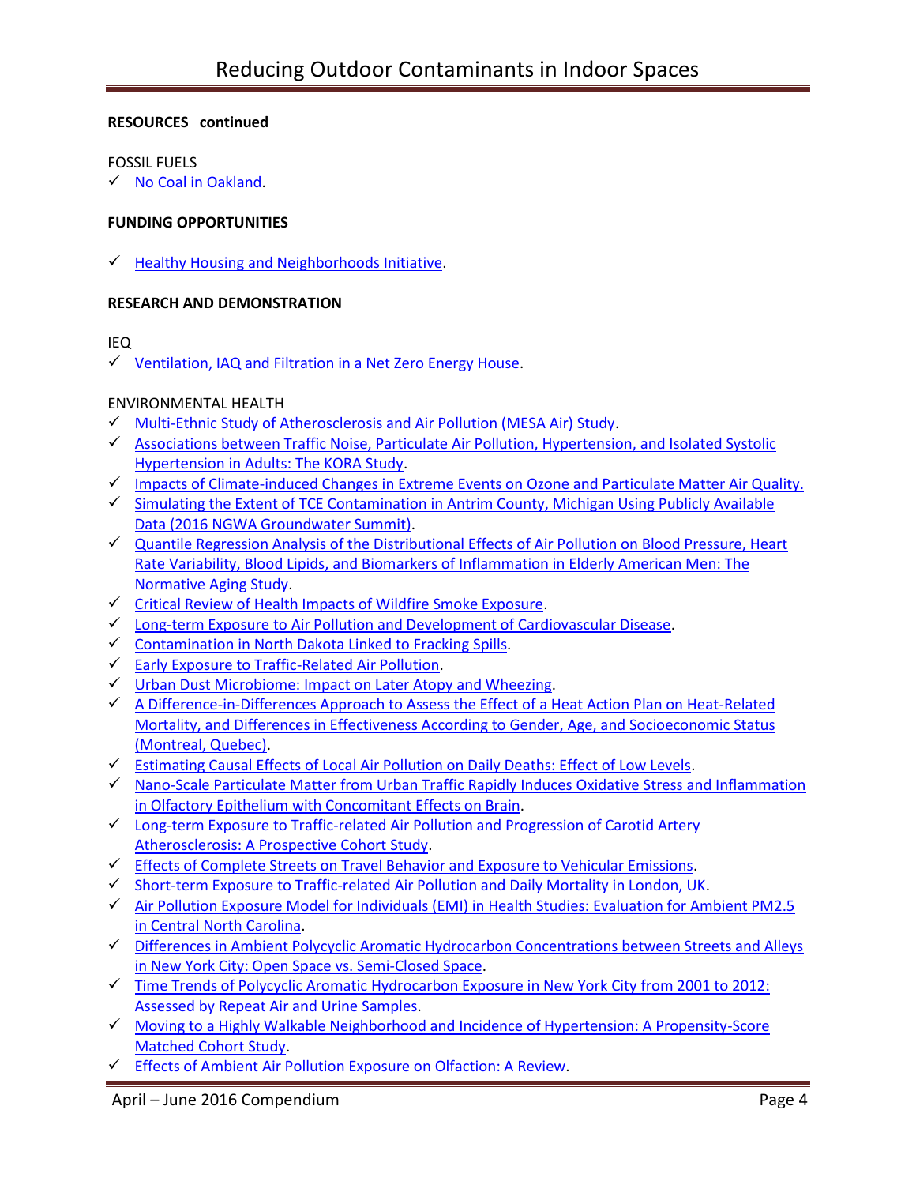**RESOURCES continued**

FOSSIL FUELS

- ✓ No Coal in Oakland.

**FUNDING OPPORTUNITIES**

- ✓ Healthy Housing and Neighborhoods Initiative.

**RESEARCH AND DEMONSTRATION**

IEQ

- ✓ Ventilation, IAQ and Filtration in a Net Zero Energy House.

ENVIRONMENTAL HEALTH

- ✓ Multi-Ethnic Study of Atherosclerosis and Air Pollution (MESA Air) Study.
- ✓ Associations between Traffic Noise, Particulate Air Pollution, Hypertension, and Isolated Systolic Hypertension in Adults: The KORA Study.
- ✓ Impacts of Climate-induced Changes in Extreme Events on Ozone and Particulate Matter Air Quality.
- ✓ Simulating the Extent of TCE Contamination in Antrim County, Michigan Using Publicly Available Data (2016 NGWA Groundwater Summit).
- ✓ Quantile Regression Analysis of the Distributional Effects of Air Pollution on Blood Pressure, Heart Rate Variability, Blood Lipids, and Biomarkers of Inflammation in Elderly American Men: The Normative Aging Study.
- ✓ Critical Review of Health Impacts of Wildfire Smoke Exposure.
- ✓ Long-term Exposure to Air Pollution and Development of Cardiovascular Disease.
- ✓ Contamination in North Dakota Linked to Fracking Spills.
- ✓ Early Exposure to Traffic-Related Air Pollution.
- ✓ Urban Dust Microbiome: Impact on Later Atopy and Wheezing.
- ✓ A Difference-in-Differences Approach to Assess the Effect of a Heat Action Plan on Heat-Related Mortality, and Differences in Effectiveness According to Gender, Age, and Socioeconomic Status (Montreal, Quebec).
- ✓ Estimating Causal Effects of Local Air Pollution on Daily Deaths: Effect of Low Levels.
- ✓ Nano-Scale Particulate Matter from Urban Traffic Rapidly Induces Oxidative Stress and Inflammation in Olfactory Epithelium with Concomitant Effects on Brain.
- ✓ Long-term Exposure to Traffic-related Air Pollution and Progression of Carotid Artery Atherosclerosis: A Prospective Cohort Study.
- ✓ Effects of Complete Streets on Travel Behavior and Exposure to Vehicular Emissions.
- ✓ Short-term Exposure to Traffic-related Air Pollution and Daily Mortality in London, UK.
- ✓ Air Pollution Exposure Model for Individuals (EMI) in Health Studies: Evaluation for Ambient PM2.5 in Central North Carolina.
- ✓ Differences in Ambient Polycyclic Aromatic Hydrocarbon Concentrations between Streets and Alleys in New York City: Open Space vs. Semi-Closed Space.
- ✓ Time Trends of Polycyclic Aromatic Hydrocarbon Exposure in New York City from 2001 to 2012: Assessed by Repeat Air and Urine Samples.
- ✓ Moving to a Highly Walkable Neighborhood and Incidence of Hypertension: A Propensity-Score Matched Cohort Study.
- ✓ Effects of Ambient Air Pollution Exposure on Olfaction: A Review.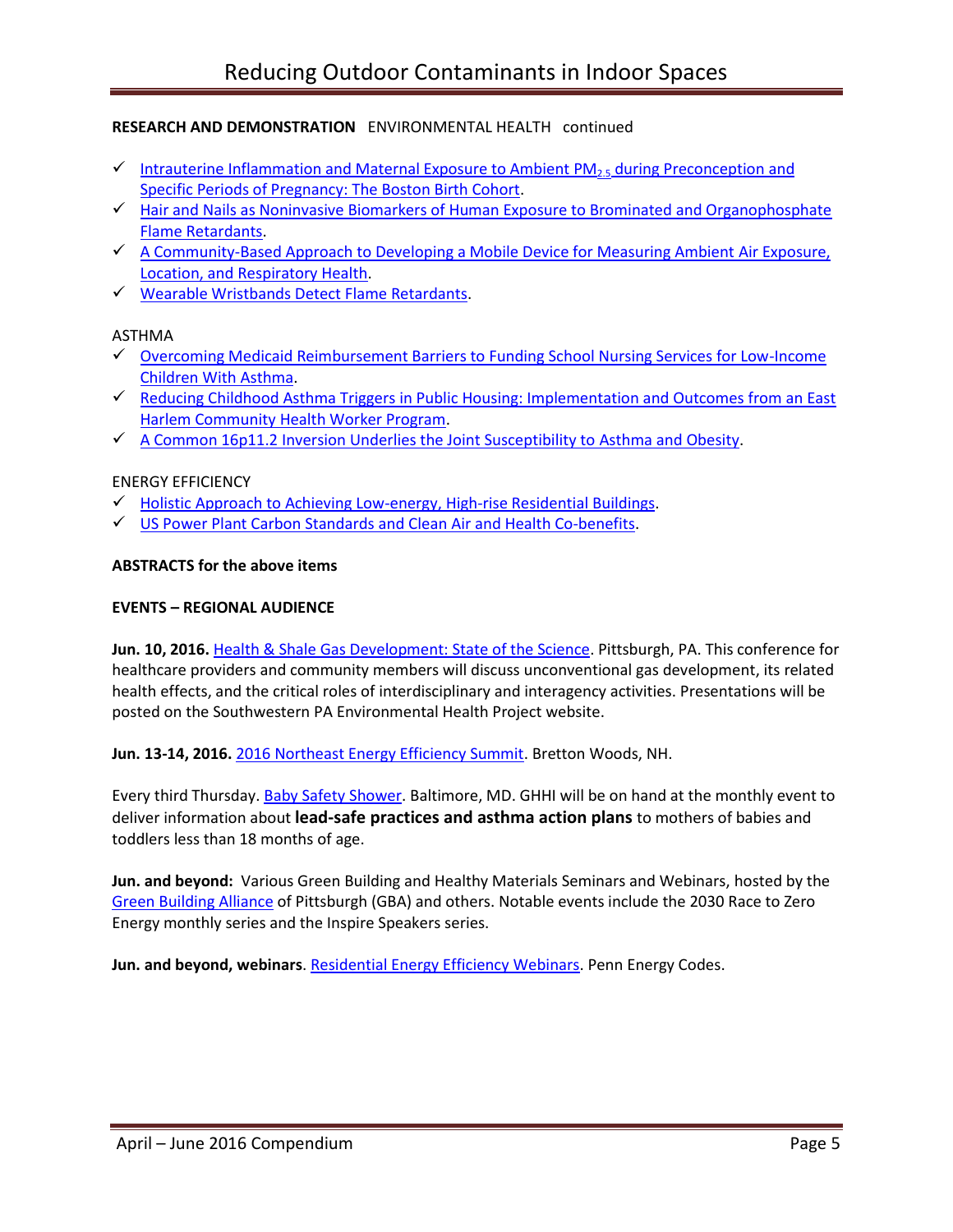**RESEARCH AND DEMONSTRATION** ENVIRONMENTAL HEALTH continued

- ✓ Intrauterine Inflammation and Maternal Exposure to Ambient $PM_{2.5}$ during Preconception and Specific Periods of Pregnancy: The Boston Birth Cohort.
- ✓ Hair and Nails as Noninvasive Biomarkers of Human Exposure to Brominated and Organophosphate Flame Retardants.
- ✓ A Community-Based Approach to Developing a Mobile Device for Measuring Ambient Air Exposure, Location, and Respiratory Health.
- ✓ Wearable Wristbands Detect Flame Retardants.

ASTHMA

- ✓ Overcoming Medicaid Reimbursement Barriers to Funding School Nursing Services for Low-Income Children With Asthma.
- ✓ Reducing Childhood Asthma Triggers in Public Housing: Implementation and Outcomes from an East Harlem Community Health Worker Program.
- ✓ A Common 16p11.2 Inversion Underlies the Joint Susceptibility to Asthma and Obesity.

ENERGY EFFICIENCY

- ✓ Holistic Approach to Achieving Low-energy, High-rise Residential Buildings.
- ✓ US Power Plant Carbon Standards and Clean Air and Health Co-benefits.

**ABSTRACTS for the above items**

**EVENTS – REGIONAL AUDIENCE**

**Jun. 10, 2016.** Health & Shale Gas Development: State of the Science. Pittsburgh, PA. This conference for healthcare providers and community members will discuss unconventional gas development, its related health effects, and the critical roles of interdisciplinary and interagency activities. Presentations will be posted on the Southwestern PA Environmental Health Project website.

**Jun. 13-14, 2016.** 2016 Northeast Energy Efficiency Summit. Bretton Woods, NH.

Every third Thursday. Baby Safety Shower. Baltimore, MD. GHHI will be on hand at the monthly event to deliver information about **lead-safe practices and asthma action plans** to mothers of babies and toddlers less than 18 months of age.

**Jun. and beyond:** Various Green Building and Healthy Materials Seminars and Webinars, hosted by the Green Building Alliance of Pittsburgh (GBA) and others. Notable events include the 2030 Race to Zero Energy monthly series and the Inspire Speakers series.

**Jun. and beyond, webinars**. Residential Energy Efficiency Webinars. Penn Energy Codes.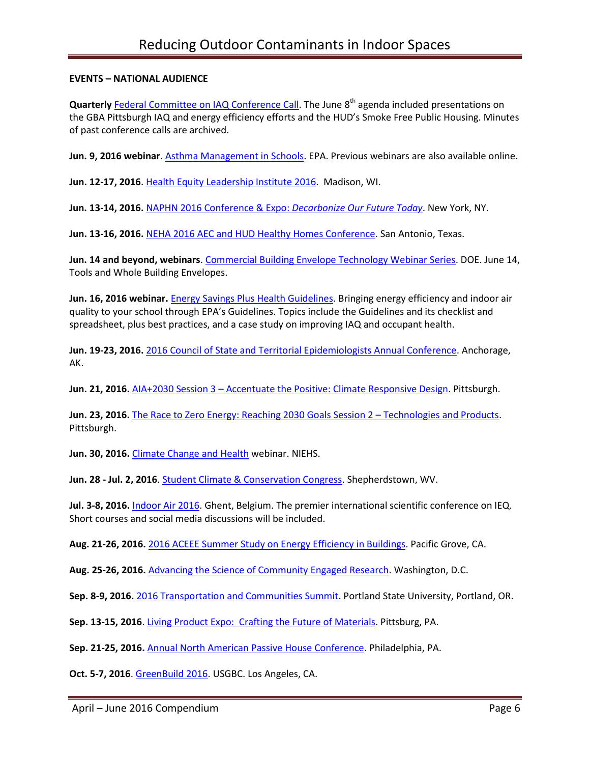**EVENTS – NATIONAL AUDIENCE**

**Quarterly** Federal Committee on IAQ Conference Call. The June 8th agenda included presentations on the GBA Pittsburgh IAQ and energy efficiency efforts and the HUD's Smoke Free Public Housing. Minutes of past conference calls are archived.

**Jun. 9, 2016 webinar**. Asthma Management in Schools. EPA. Previous webinars are also available online.

**Jun. 12-17, 2016**. Health Equity Leadership Institute 2016. Madison, WI.

**Jun. 13-14, 2016.** NAPHN 2016 Conference & Expo: *Decarbonize Our Future Today*. New York, NY.

**Jun. 13-16, 2016.** NEHA 2016 AEC and HUD Healthy Homes Conference. San Antonio, Texas.

**Jun. 14 and beyond, webinars**. Commercial Building Envelope Technology Webinar Series. DOE. June 14, Tools and Whole Building Envelopes.

**Jun. 16, 2016 webinar.** Energy Savings Plus Health Guidelines. Bringing energy efficiency and indoor air quality to your school through EPA's Guidelines. Topics include the Guidelines and its checklist and spreadsheet, plus best practices, and a case study on improving IAQ and occupant health.

**Jun. 19-23, 2016.** 2016 Council of State and Territorial Epidemiologists Annual Conference. Anchorage, AK.

**Jun. 21, 2016.** AIA+2030 Session 3 – Accentuate the Positive: Climate Responsive Design. Pittsburgh.

**Jun. 23, 2016.** The Race to Zero Energy: Reaching 2030 Goals Session 2 – Technologies and Products. Pittsburgh.

**Jun. 30, 2016.** Climate Change and Health webinar. NIEHS.

**Jun. 28 - Jul. 2, 2016**. Student Climate & Conservation Congress. Shepherdstown, WV.

**Jul. 3-8, 2016.** Indoor Air 2016. Ghent, Belgium. The premier international scientific conference on IEQ. Short courses and social media discussions will be included.

**Aug. 21-26, 2016.** 2016 ACEEE Summer Study on Energy Efficiency in Buildings. Pacific Grove, CA.

**Aug. 25-26, 2016.** Advancing the Science of Community Engaged Research. Washington, D.C.

**Sep. 8-9, 2016.** 2016 Transportation and Communities Summit. Portland State University, Portland, OR.

**Sep. 13-15, 2016**. Living Product Expo: Crafting the Future of Materials. Pittsburg, PA.

**Sep. 21-25, 2016.** Annual North American Passive House Conference. Philadelphia, PA.

**Oct. 5-7, 2016**. GreenBuild 2016. USGBC. Los Angeles, CA.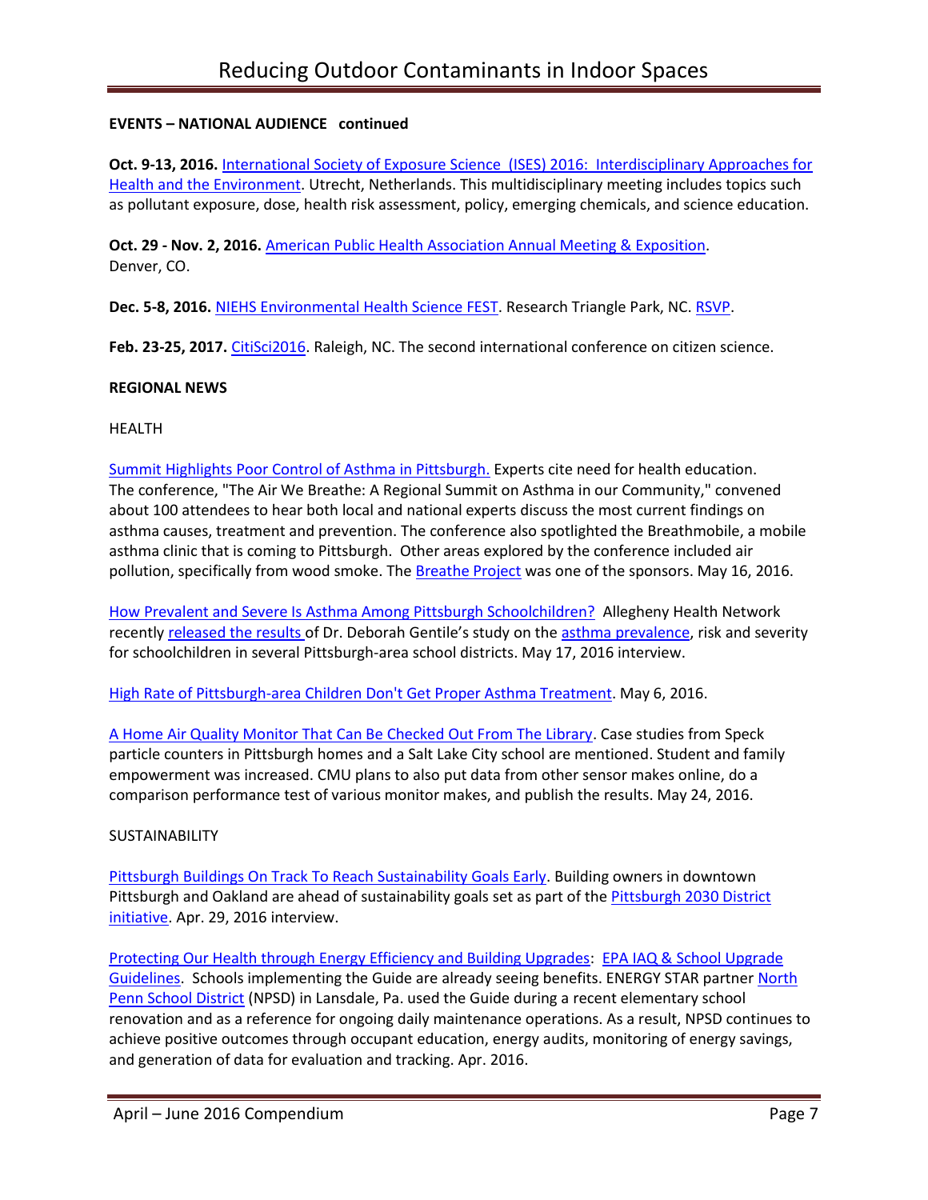**EVENTS – NATIONAL AUDIENCE continued**

**Oct. 9-13, 2016.** International Society of Exposure Science (ISES) 2016: Interdisciplinary Approaches for Health and the Environment. Utrecht, Netherlands. This multidisciplinary meeting includes topics such as pollutant exposure, dose, health risk assessment, policy, emerging chemicals, and science education.

**Oct. 29 - Nov. 2, 2016.** American Public Health Association Annual Meeting & Exposition. Denver, CO.

**Dec. 5-8, 2016.** NIEHS Environmental Health Science FEST. Research Triangle Park, NC. RSVP.

**Feb. 23-25, 2017.** CitiSci2016. Raleigh, NC. The second international conference on citizen science.

**REGIONAL NEWS**

HEALTH

Summit Highlights Poor Control of Asthma in Pittsburgh. Experts cite need for health education. The conference, "The Air We Breathe: A Regional Summit on Asthma in our Community," convened about 100 attendees to hear both local and national experts discuss the most current findings on asthma causes, treatment and prevention. The conference also spotlighted the Breathmobile, a mobile asthma clinic that is coming to Pittsburgh. Other areas explored by the conference included air pollution, specifically from wood smoke. The Breathe Project was one of the sponsors. May 16, 2016.

How Prevalent and Severe Is Asthma Among Pittsburgh Schoolchildren? Allegheny Health Network recently released the results of Dr. Deborah Gentile's study on the asthma prevalence, risk and severity for schoolchildren in several Pittsburgh-area school districts. May 17, 2016 interview.

High Rate of Pittsburgh-area Children Don't Get Proper Asthma Treatment. May 6, 2016.

A Home Air Quality Monitor That Can Be Checked Out From The Library. Case studies from Speck particle counters in Pittsburgh homes and a Salt Lake City school are mentioned. Student and family empowerment was increased. CMU plans to also put data from other sensor makes online, do a comparison performance test of various monitor makes, and publish the results. May 24, 2016.

SUSTAINABILITY

Pittsburgh Buildings On Track To Reach Sustainability Goals Early. Building owners in downtown Pittsburgh and Oakland are ahead of sustainability goals set as part of the Pittsburgh 2030 District initiative. Apr. 29, 2016 interview.

Protecting Our Health through Energy Efficiency and Building Upgrades: EPA IAQ & School Upgrade Guidelines. Schools implementing the Guide are already seeing benefits. ENERGY STAR partner North Penn School District (NPSD) in Lansdale, Pa. used the Guide during a recent elementary school renovation and as a reference for ongoing daily maintenance operations. As a result, NPSD continues to achieve positive outcomes through occupant education, energy audits, monitoring of energy savings, and generation of data for evaluation and tracking. Apr. 2016.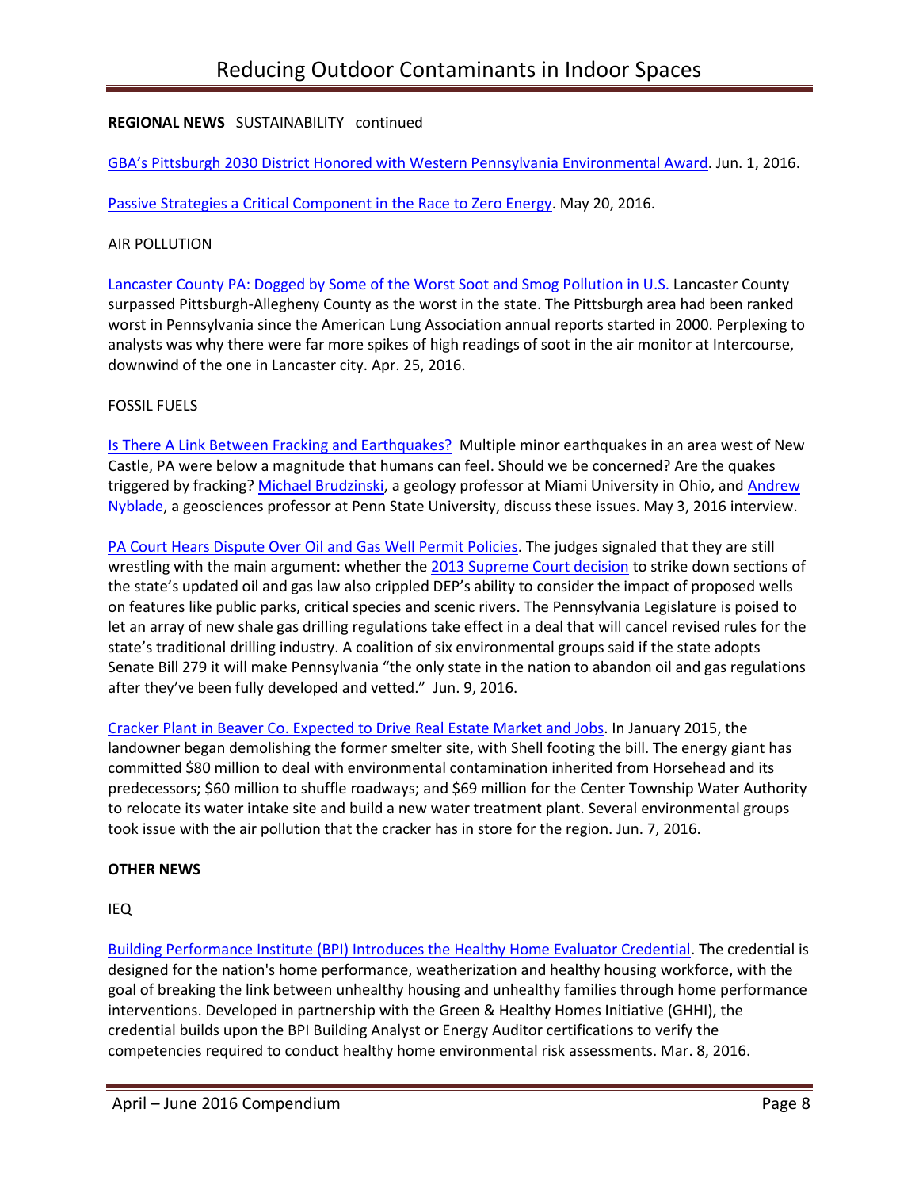**REGIONAL NEWS** SUSTAINABILITY continued

GBA's Pittsburgh 2030 District Honored with Western Pennsylvania Environmental Award. Jun. 1, 2016.

Passive Strategies a Critical Component in the Race to Zero Energy. May 20, 2016.

AIR POLLUTION

Lancaster County PA: Dogged by Some of the Worst Soot and Smog Pollution in U.S. Lancaster County surpassed Pittsburgh-Allegheny County as the worst in the state. The Pittsburgh area had been ranked worst in Pennsylvania since the American Lung Association annual reports started in 2000. Perplexing to analysts was why there were far more spikes of high readings of soot in the air monitor at Intercourse, downwind of the one in Lancaster city. Apr. 25, 2016.

FOSSIL FUELS

Is There A Link Between Fracking and Earthquakes? Multiple minor earthquakes in an area west of New Castle, PA were below a magnitude that humans can feel. Should we be concerned? Are the quakes triggered by fracking? Michael Brudzinski, a geology professor at Miami University in Ohio, and Andrew Nyblade, a geosciences professor at Penn State University, discuss these issues. May 3, 2016 interview.

PA Court Hears Dispute Over Oil and Gas Well Permit Policies. The judges signaled that they are still wrestling with the main argument: whether the 2013 Supreme Court decision to strike down sections of the state's updated oil and gas law also crippled DEP's ability to consider the impact of proposed wells on features like public parks, critical species and scenic rivers. The Pennsylvania Legislature is poised to let an array of new shale gas drilling regulations take effect in a deal that will cancel revised rules for the state's traditional drilling industry. A coalition of six environmental groups said if the state adopts Senate Bill 279 it will make Pennsylvania "the only state in the nation to abandon oil and gas regulations after they've been fully developed and vetted." Jun. 9, 2016.

Cracker Plant in Beaver Co. Expected to Drive Real Estate Market and Jobs. In January 2015, the landowner began demolishing the former smelter site, with Shell footing the bill. The energy giant has committed $80 million to deal with environmental contamination inherited from Horsehead and its predecessors; $60 million to shuffle roadways; and $69 million for the Center Township Water Authority to relocate its water intake site and build a new water treatment plant. Several environmental groups took issue with the air pollution that the cracker has in store for the region. Jun. 7, 2016.

**OTHER NEWS**

IEQ

Building Performance Institute (BPI) Introduces the Healthy Home Evaluator Credential. The credential is designed for the nation's home performance, weatherization and healthy housing workforce, with the goal of breaking the link between unhealthy housing and unhealthy families through home performance interventions. Developed in partnership with the Green & Healthy Homes Initiative (GHHI), the credential builds upon the BPI Building Analyst or Energy Auditor certifications to verify the competencies required to conduct healthy home environmental risk assessments. Mar. 8, 2016.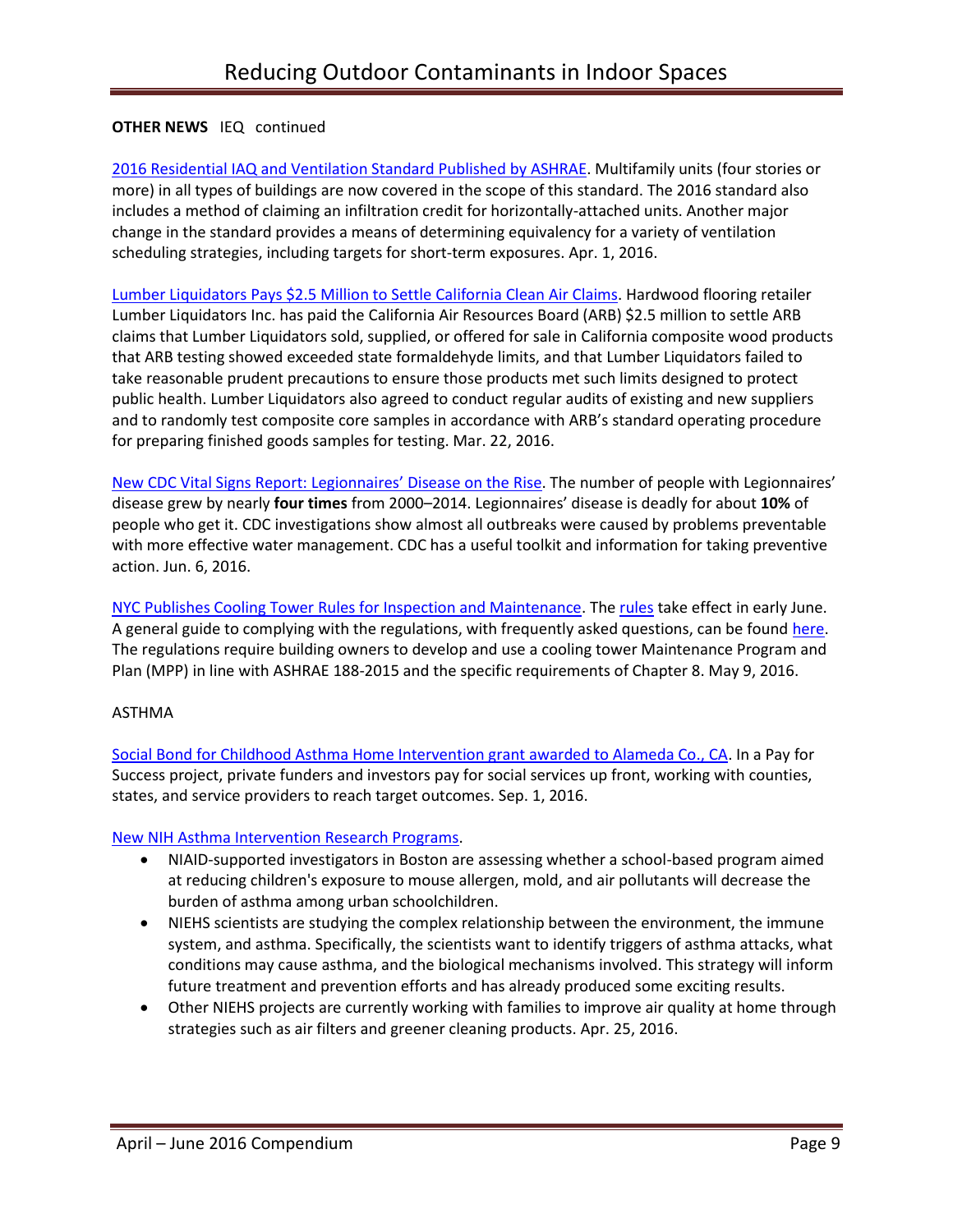**OTHER NEWS** IEQ continued

2016 Residential IAQ and Ventilation Standard Published by ASHRAE. Multifamily units (four stories or more) in all types of buildings are now covered in the scope of this standard. The 2016 standard also includes a method of claiming an infiltration credit for horizontally-attached units. Another major change in the standard provides a means of determining equivalency for a variety of ventilation scheduling strategies, including targets for short-term exposures. Apr. 1, 2016.

Lumber Liquidators Pays $2.5 Million to Settle California Clean Air Claims. Hardwood flooring retailer Lumber Liquidators Inc. has paid the California Air Resources Board (ARB) $2.5 million to settle ARB claims that Lumber Liquidators sold, supplied, or offered for sale in California composite wood products that ARB testing showed exceeded state formaldehyde limits, and that Lumber Liquidators failed to take reasonable prudent precautions to ensure those products met such limits designed to protect public health. Lumber Liquidators also agreed to conduct regular audits of existing and new suppliers and to randomly test composite core samples in accordance with ARB's standard operating procedure for preparing finished goods samples for testing. Mar. 22, 2016.

New CDC Vital Signs Report: Legionnaires' Disease on the Rise. The number of people with Legionnaires' disease grew by nearly **four times** from 2000–2014. Legionnaires' disease is deadly for about **10%** of people who get it. CDC investigations show almost all outbreaks were caused by problems preventable with more effective water management. CDC has a useful toolkit and information for taking preventive action. Jun. 6, 2016.

NYC Publishes Cooling Tower Rules for Inspection and Maintenance. The rules take effect in early June. A general guide to complying with the regulations, with frequently asked questions, can be found here. The regulations require building owners to develop and use a cooling tower Maintenance Program and Plan (MPP) in line with ASHRAE 188-2015 and the specific requirements of Chapter 8. May 9, 2016.

ASTHMA

Social Bond for Childhood Asthma Home Intervention grant awarded to Alameda Co., CA. In a Pay for Success project, private funders and investors pay for social services up front, working with counties, states, and service providers to reach target outcomes. Sep. 1, 2016.

New NIH Asthma Intervention Research Programs.

- NIAID-supported investigators in Boston are assessing whether a school-based program aimed at reducing children's exposure to mouse allergen, mold, and air pollutants will decrease the burden of asthma among urban schoolchildren.
- NIEHS scientists are studying the complex relationship between the environment, the immune system, and asthma. Specifically, the scientists want to identify triggers of asthma attacks, what conditions may cause asthma, and the biological mechanisms involved. This strategy will inform future treatment and prevention efforts and has already produced some exciting results.
- Other NIEHS projects are currently working with families to improve air quality at home through strategies such as air filters and greener cleaning products. Apr. 25, 2016.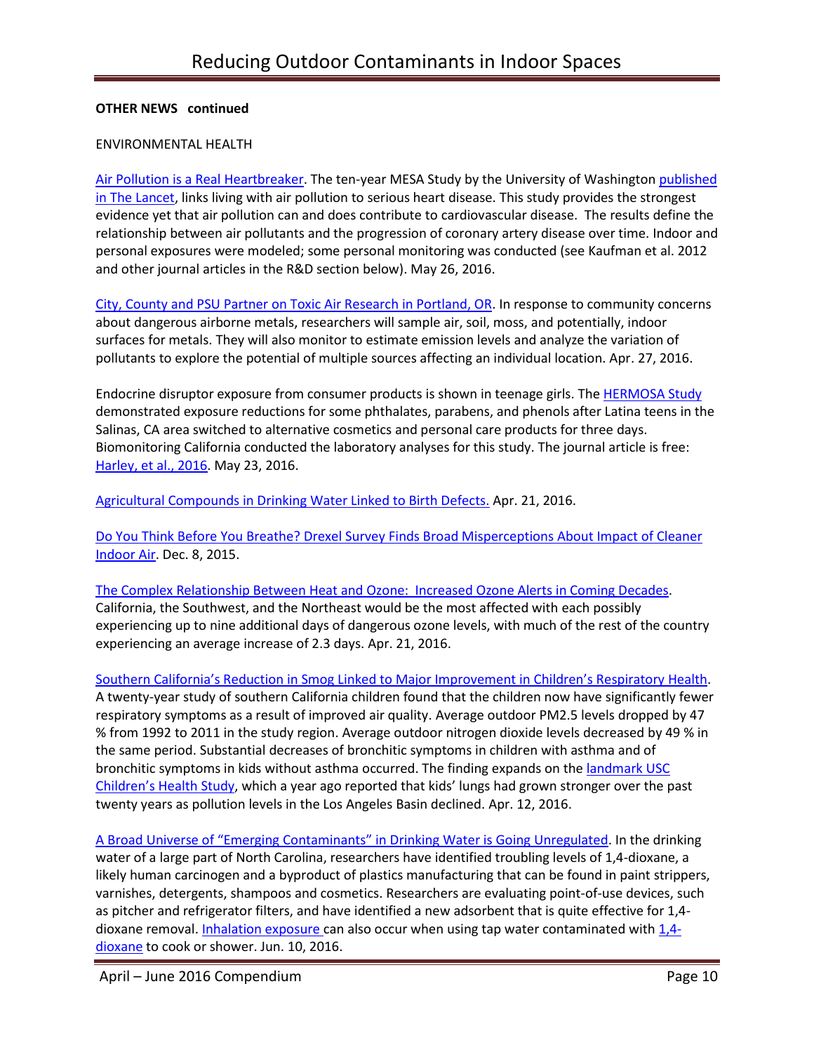**OTHER NEWS continued**

ENVIRONMENTAL HEALTH

Air Pollution is a Real Heartbreaker. The ten-year MESA Study by the University of Washington published in The Lancet, links living with air pollution to serious heart disease. This study provides the strongest evidence yet that air pollution can and does contribute to cardiovascular disease. The results define the relationship between air pollutants and the progression of coronary artery disease over time. Indoor and personal exposures were modeled; some personal monitoring was conducted (see Kaufman et al. 2012 and other journal articles in the R&D section below). May 26, 2016.

City, County and PSU Partner on Toxic Air Research in Portland, OR. In response to community concerns about dangerous airborne metals, researchers will sample air, soil, moss, and potentially, indoor surfaces for metals. They will also monitor to estimate emission levels and analyze the variation of pollutants to explore the potential of multiple sources affecting an individual location. Apr. 27, 2016.

Endocrine disruptor exposure from consumer products is shown in teenage girls. The HERMOSA Study demonstrated exposure reductions for some phthalates, parabens, and phenols after Latina teens in the Salinas, CA area switched to alternative cosmetics and personal care products for three days. Biomonitoring California conducted the laboratory analyses for this study. The journal article is free: Harley, et al., 2016. May 23, 2016.

Agricultural Compounds in Drinking Water Linked to Birth Defects. Apr. 21, 2016.

Do You Think Before You Breathe? Drexel Survey Finds Broad Misperceptions About Impact of Cleaner Indoor Air. Dec. 8, 2015.

The Complex Relationship Between Heat and Ozone: Increased Ozone Alerts in Coming Decades. California, the Southwest, and the Northeast would be the most affected with each possibly experiencing up to nine additional days of dangerous ozone levels, with much of the rest of the country experiencing an average increase of 2.3 days. Apr. 21, 2016.

Southern California's Reduction in Smog Linked to Major Improvement in Children's Respiratory Health. A twenty-year study of southern California children found that the children now have significantly fewer respiratory symptoms as a result of improved air quality. Average outdoor PM2.5 levels dropped by 47 % from 1992 to 2011 in the study region. Average outdoor nitrogen dioxide levels decreased by 49 % in the same period. Substantial decreases of bronchitic symptoms in children with asthma and of bronchitic symptoms in kids without asthma occurred. The finding expands on the landmark USC Children's Health Study, which a year ago reported that kids' lungs had grown stronger over the past twenty years as pollution levels in the Los Angeles Basin declined. Apr. 12, 2016.

A Broad Universe of "Emerging Contaminants" in Drinking Water is Going Unregulated. In the drinking water of a large part of North Carolina, researchers have identified troubling levels of 1,4-dioxane, a likely human carcinogen and a byproduct of plastics manufacturing that can be found in paint strippers, varnishes, detergents, shampoos and cosmetics. Researchers are evaluating point-of-use devices, such as pitcher and refrigerator filters, and have identified a new adsorbent that is quite effective for 1,4-dioxane removal. Inhalation exposure can also occur when using tap water contaminated with 1,4-dioxane to cook or shower. Jun. 10, 2016.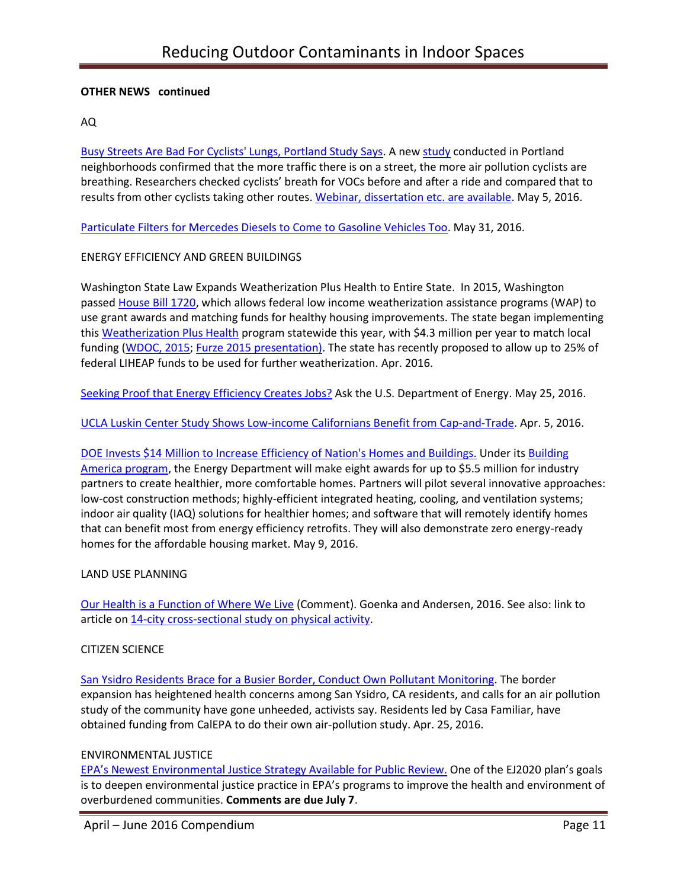**OTHER NEWS continued**

AQ

Busy Streets Are Bad For Cyclists' Lungs, Portland Study Says. A new study conducted in Portland neighborhoods confirmed that the more traffic there is on a street, the more air pollution cyclists are breathing. Researchers checked cyclists' breath for VOCs before and after a ride and compared that to results from other cyclists taking other routes. Webinar, dissertation etc. are available. May 5, 2016.

Particulate Filters for Mercedes Diesels to Come to Gasoline Vehicles Too. May 31, 2016.

ENERGY EFFICIENCY AND GREEN BUILDINGS

Washington State Law Expands Weatherization Plus Health to Entire State. In 2015, Washington passed House Bill 1720, which allows federal low income weatherization assistance programs (WAP) to use grant awards and matching funds for healthy housing improvements. The state began implementing this Weatherization Plus Health program statewide this year, with $4.3 million per year to match local funding (WDOC, 2015; Furze 2015 presentation). The state has recently proposed to allow up to 25% of federal LIHEAP funds to be used for further weatherization. Apr. 2016.

Seeking Proof that Energy Efficiency Creates Jobs? Ask the U.S. Department of Energy. May 25, 2016.

UCLA Luskin Center Study Shows Low-income Californians Benefit from Cap-and-Trade. Apr. 5, 2016.

DOE Invests $14 Million to Increase Efficiency of Nation's Homes and Buildings. Under its Building America program, the Energy Department will make eight awards for up to $5.5 million for industry partners to create healthier, more comfortable homes. Partners will pilot several innovative approaches: low-cost construction methods; highly-efficient integrated heating, cooling, and ventilation systems; indoor air quality (IAQ) solutions for healthier homes; and software that will remotely identify homes that can benefit most from energy efficiency retrofits. They will also demonstrate zero energy-ready homes for the affordable housing market. May 9, 2016.

LAND USE PLANNING

Our Health is a Function of Where We Live (Comment). Goenka and Andersen, 2016. See also: link to article on 14-city cross-sectional study on physical activity.

CITIZEN SCIENCE

San Ysidro Residents Brace for a Busier Border, Conduct Own Pollutant Monitoring. The border expansion has heightened health concerns among San Ysidro, CA residents, and calls for an air pollution study of the community have gone unheeded, activists say. Residents led by Casa Familiar, have obtained funding from CalEPA to do their own air-pollution study. Apr. 25, 2016.

ENVIRONMENTAL JUSTICE

EPA's Newest Environmental Justice Strategy Available for Public Review. One of the EJ2020 plan's goals is to deepen environmental justice practice in EPA's programs to improve the health and environment of overburdened communities. **Comments are due July 7**.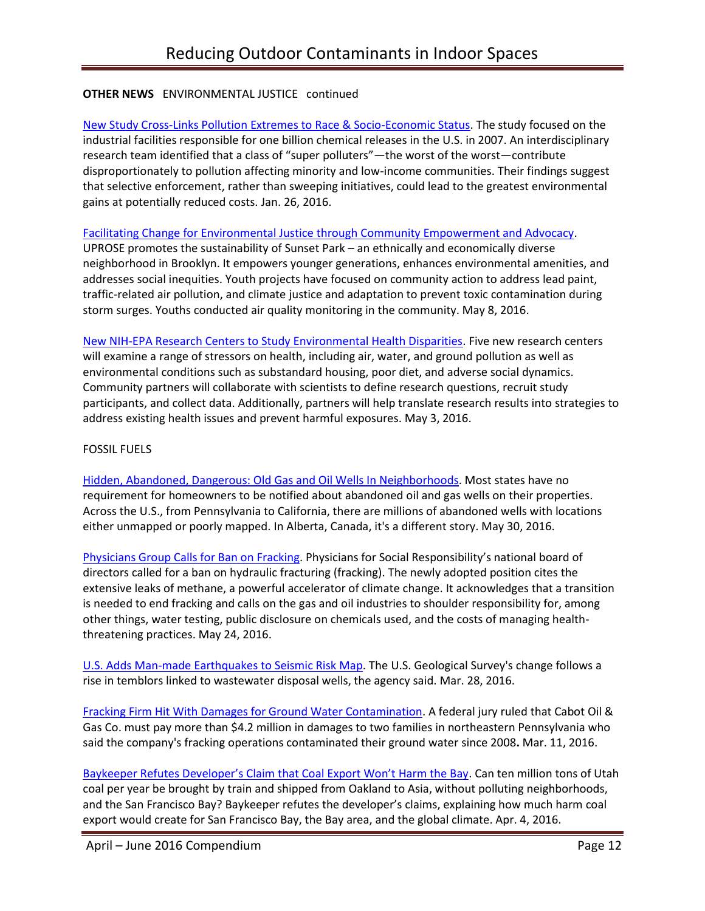**OTHER NEWS** ENVIRONMENTAL JUSTICE continued

New Study Cross-Links Pollution Extremes to Race & Socio-Economic Status. The study focused on the industrial facilities responsible for one billion chemical releases in the U.S. in 2007. An interdisciplinary research team identified that a class of "super polluters"—the worst of the worst—contribute disproportionately to pollution affecting minority and low-income communities. Their findings suggest that selective enforcement, rather than sweeping initiatives, could lead to the greatest environmental gains at potentially reduced costs. Jan. 26, 2016.

Facilitating Change for Environmental Justice through Community Empowerment and Advocacy. UPROSE promotes the sustainability of Sunset Park – an ethnically and economically diverse neighborhood in Brooklyn. It empowers younger generations, enhances environmental amenities, and addresses social inequities. Youth projects have focused on community action to address lead paint, traffic-related air pollution, and climate justice and adaptation to prevent toxic contamination during storm surges. Youths conducted air quality monitoring in the community. May 8, 2016.

New NIH-EPA Research Centers to Study Environmental Health Disparities. Five new research centers will examine a range of stressors on health, including air, water, and ground pollution as well as environmental conditions such as substandard housing, poor diet, and adverse social dynamics. Community partners will collaborate with scientists to define research questions, recruit study participants, and collect data. Additionally, partners will help translate research results into strategies to address existing health issues and prevent harmful exposures. May 3, 2016.

FOSSIL FUELS

Hidden, Abandoned, Dangerous: Old Gas and Oil Wells In Neighborhoods. Most states have no requirement for homeowners to be notified about abandoned oil and gas wells on their properties. Across the U.S., from Pennsylvania to California, there are millions of abandoned wells with locations either unmapped or poorly mapped. In Alberta, Canada, it's a different story. May 30, 2016.

Physicians Group Calls for Ban on Fracking. Physicians for Social Responsibility's national board of directors called for a ban on hydraulic fracturing (fracking). The newly adopted position cites the extensive leaks of methane, a powerful accelerator of climate change. It acknowledges that a transition is needed to end fracking and calls on the gas and oil industries to shoulder responsibility for, among other things, water testing, public disclosure on chemicals used, and the costs of managing health-threatening practices. May 24, 2016.

U.S. Adds Man-made Earthquakes to Seismic Risk Map. The U.S. Geological Survey's change follows a rise in temblors linked to wastewater disposal wells, the agency said. Mar. 28, 2016.

Fracking Firm Hit With Damages for Ground Water Contamination. A federal jury ruled that Cabot Oil & Gas Co. must pay more than $4.2 million in damages to two families in northeastern Pennsylvania who said the company's fracking operations contaminated their ground water since 2008**.** Mar. 11, 2016.

Baykeeper Refutes Developer's Claim that Coal Export Won't Harm the Bay. Can ten million tons of Utah coal per year be brought by train and shipped from Oakland to Asia, without polluting neighborhoods, and the San Francisco Bay? Baykeeper refutes the developer's claims, explaining how much harm coal export would create for San Francisco Bay, the Bay area, and the global climate. Apr. 4, 2016.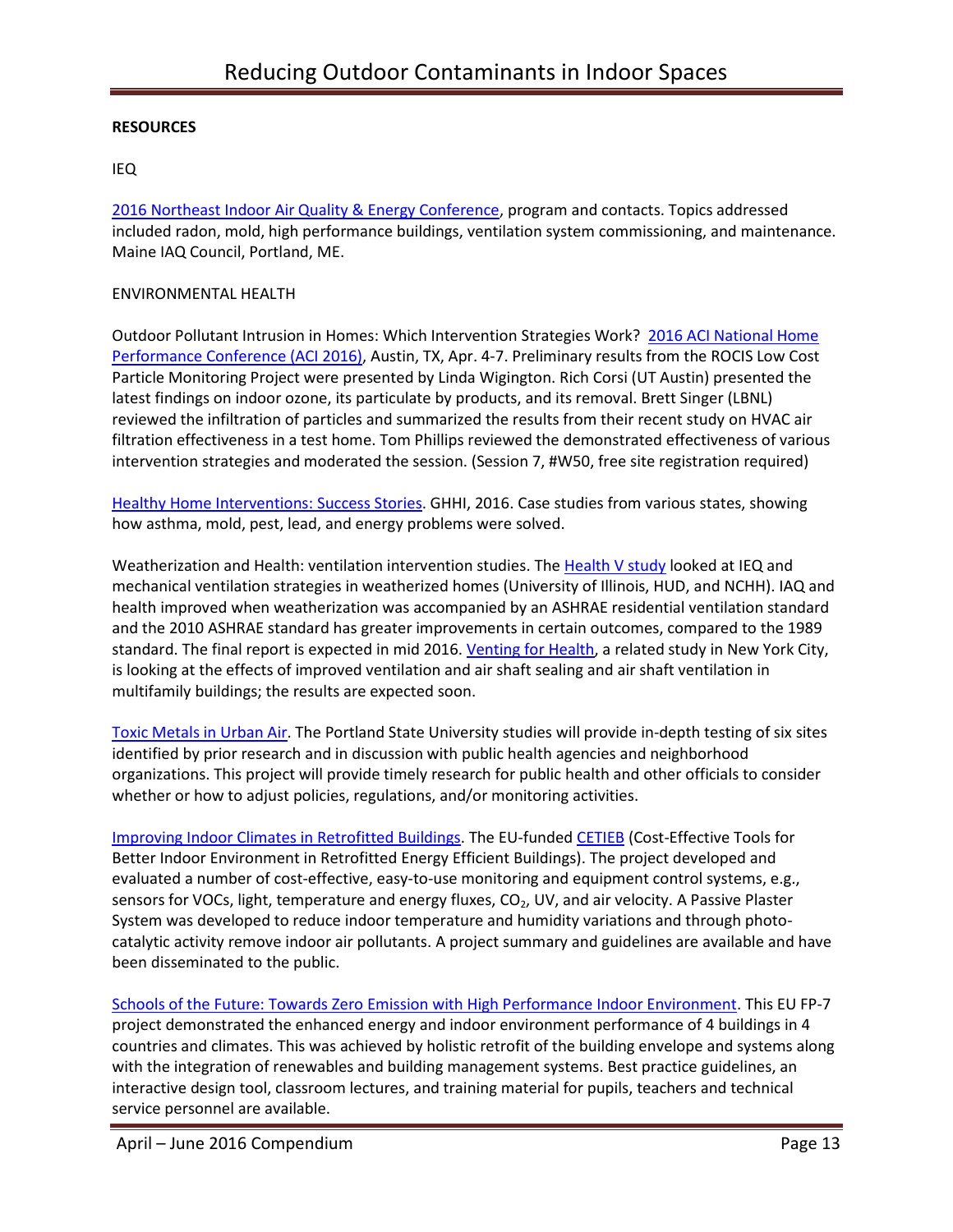**RESOURCES**

IEQ

2016 Northeast Indoor Air Quality & Energy Conference, program and contacts. Topics addressed included radon, mold, high performance buildings, ventilation system commissioning, and maintenance. Maine IAQ Council, Portland, ME.

ENVIRONMENTAL HEALTH

Outdoor Pollutant Intrusion in Homes: Which Intervention Strategies Work? 2016 ACI National Home Performance Conference (ACI 2016), Austin, TX, Apr. 4-7. Preliminary results from the ROCIS Low Cost Particle Monitoring Project were presented by Linda Wigington. Rich Corsi (UT Austin) presented the latest findings on indoor ozone, its particulate by products, and its removal. Brett Singer (LBNL) reviewed the infiltration of particles and summarized the results from their recent study on HVAC air filtration effectiveness in a test home. Tom Phillips reviewed the demonstrated effectiveness of various intervention strategies and moderated the session. (Session 7, #W50, free site registration required)

Healthy Home Interventions: Success Stories. GHHI, 2016. Case studies from various states, showing how asthma, mold, pest, lead, and energy problems were solved.

Weatherization and Health: ventilation intervention studies. The Health V study looked at IEQ and mechanical ventilation strategies in weatherized homes (University of Illinois, HUD, and NCHH). IAQ and health improved when weatherization was accompanied by an ASHRAE residential ventilation standard and the 2010 ASHRAE standard has greater improvements in certain outcomes, compared to the 1989 standard. The final report is expected in mid 2016. Venting for Health, a related study in New York City, is looking at the effects of improved ventilation and air shaft sealing and air shaft ventilation in multifamily buildings; the results are expected soon.

Toxic Metals in Urban Air. The Portland State University studies will provide in-depth testing of six sites identified by prior research and in discussion with public health agencies and neighborhood organizations. This project will provide timely research for public health and other officials to consider whether or how to adjust policies, regulations, and/or monitoring activities.

Improving Indoor Climates in Retrofitted Buildings. The EU-funded CETIEB (Cost-Effective Tools for Better Indoor Environment in Retrofitted Energy Efficient Buildings). The project developed and evaluated a number of cost-effective, easy-to-use monitoring and equipment control systems, e.g., sensors for VOCs, light, temperature and energy fluxes, $CO_2$, UV, and air velocity. A Passive Plaster System was developed to reduce indoor temperature and humidity variations and through photo-catalytic activity remove indoor air pollutants. A project summary and guidelines are available and have been disseminated to the public.

Schools of the Future: Towards Zero Emission with High Performance Indoor Environment. This EU FP-7 project demonstrated the enhanced energy and indoor environment performance of 4 buildings in 4 countries and climates. This was achieved by holistic retrofit of the building envelope and systems along with the integration of renewables and building management systems. Best practice guidelines, an interactive design tool, classroom lectures, and training material for pupils, teachers and technical service personnel are available.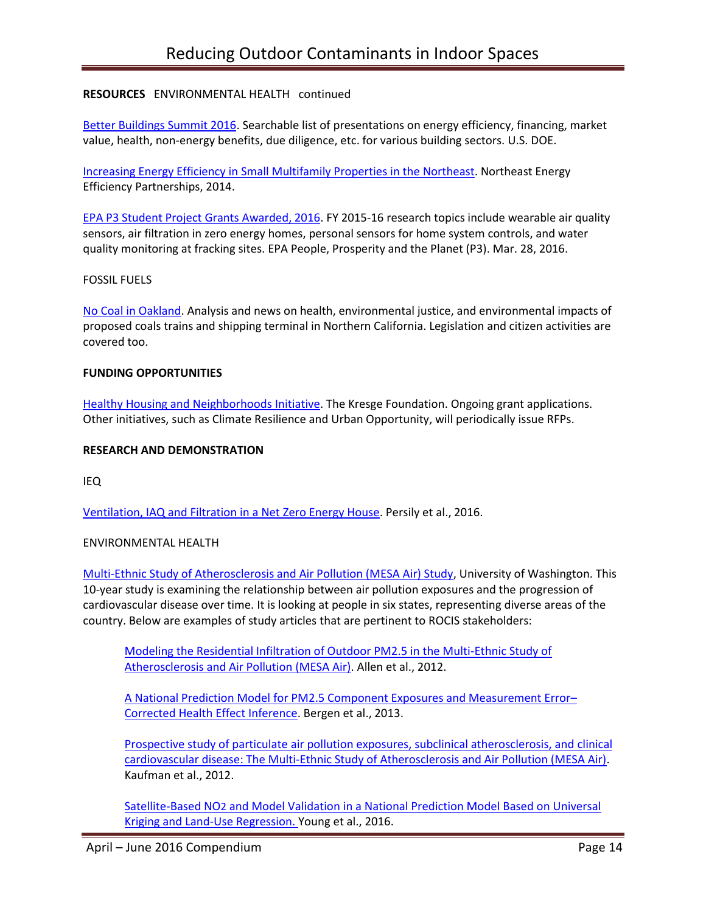**RESOURCES** ENVIRONMENTAL HEALTH continued

Better Buildings Summit 2016. Searchable list of presentations on energy efficiency, financing, market value, health, non-energy benefits, due diligence, etc. for various building sectors. U.S. DOE.

Increasing Energy Efficiency in Small Multifamily Properties in the Northeast. Northeast Energy Efficiency Partnerships, 2014.

EPA P3 Student Project Grants Awarded, 2016. FY 2015-16 research topics include wearable air quality sensors, air filtration in zero energy homes, personal sensors for home system controls, and water quality monitoring at fracking sites. EPA People, Prosperity and the Planet (P3). Mar. 28, 2016.

FOSSIL FUELS

No Coal in Oakland. Analysis and news on health, environmental justice, and environmental impacts of proposed coals trains and shipping terminal in Northern California. Legislation and citizen activities are covered too.

**FUNDING OPPORTUNITIES**

Healthy Housing and Neighborhoods Initiative. The Kresge Foundation. Ongoing grant applications. Other initiatives, such as Climate Resilience and Urban Opportunity, will periodically issue RFPs.

**RESEARCH AND DEMONSTRATION**

IEQ

Ventilation, IAQ and Filtration in a Net Zero Energy House. Persily et al., 2016.

ENVIRONMENTAL HEALTH

Multi-Ethnic Study of Atherosclerosis and Air Pollution (MESA Air) Study, University of Washington. This 10-year study is examining the relationship between air pollution exposures and the progression of cardiovascular disease over time. It is looking at people in six states, representing diverse areas of the country. Below are examples of study articles that are pertinent to ROCIS stakeholders:

> Modeling the Residential Infiltration of Outdoor PM2.5 in the Multi-Ethnic Study of Atherosclerosis and Air Pollution (MESA Air). Allen et al., 2012.
>
> A National Prediction Model for PM2.5 Component Exposures and Measurement Error–Corrected Health Effect Inference. Bergen et al., 2013.
>
> Prospective study of particulate air pollution exposures, subclinical atherosclerosis, and clinical cardiovascular disease: The Multi-Ethnic Study of Atherosclerosis and Air Pollution (MESA Air). Kaufman et al., 2012.
>
> Satellite-Based NO2 and Model Validation in a National Prediction Model Based on Universal Kriging and Land-Use Regression. Young et al., 2016.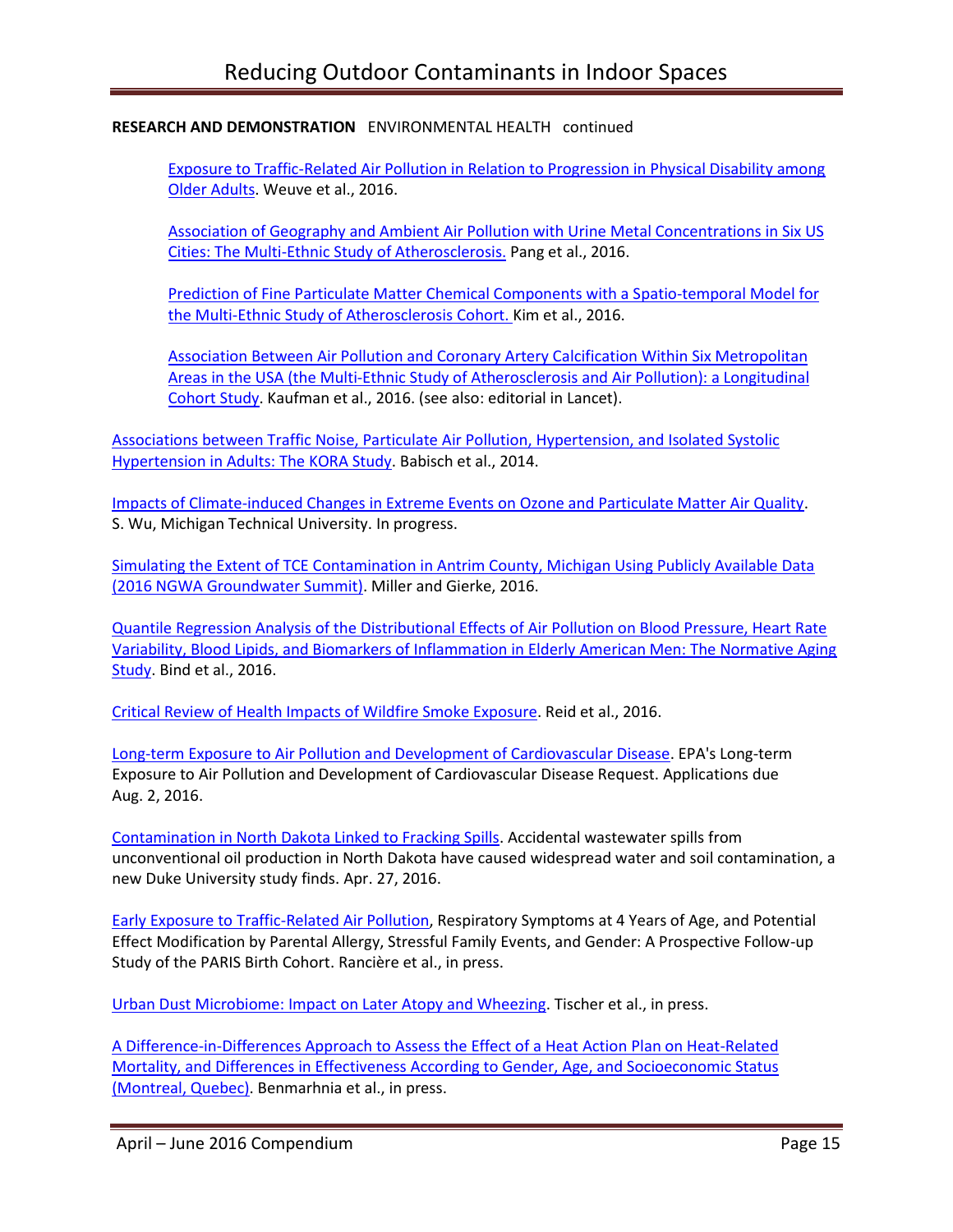**RESEARCH AND DEMONSTRATION** ENVIRONMENTAL HEALTH continued

> Exposure to Traffic-Related Air Pollution in Relation to Progression in Physical Disability among Older Adults. Weuve et al., 2016.
>
> Association of Geography and Ambient Air Pollution with Urine Metal Concentrations in Six US Cities: The Multi-Ethnic Study of Atherosclerosis. Pang et al., 2016.
>
> Prediction of Fine Particulate Matter Chemical Components with a Spatio-temporal Model for the Multi-Ethnic Study of Atherosclerosis Cohort. Kim et al., 2016.
>
> Association Between Air Pollution and Coronary Artery Calcification Within Six Metropolitan Areas in the USA (the Multi-Ethnic Study of Atherosclerosis and Air Pollution): a Longitudinal Cohort Study. Kaufman et al., 2016. (see also: editorial in Lancet).

Associations between Traffic Noise, Particulate Air Pollution, Hypertension, and Isolated Systolic Hypertension in Adults: The KORA Study. Babisch et al., 2014.

Impacts of Climate-induced Changes in Extreme Events on Ozone and Particulate Matter Air Quality. S. Wu, Michigan Technical University. In progress.

Simulating the Extent of TCE Contamination in Antrim County, Michigan Using Publicly Available Data (2016 NGWA Groundwater Summit). Miller and Gierke, 2016.

Quantile Regression Analysis of the Distributional Effects of Air Pollution on Blood Pressure, Heart Rate Variability, Blood Lipids, and Biomarkers of Inflammation in Elderly American Men: The Normative Aging Study. Bind et al., 2016.

Critical Review of Health Impacts of Wildfire Smoke Exposure. Reid et al., 2016.

Long-term Exposure to Air Pollution and Development of Cardiovascular Disease. EPA's Long-term Exposure to Air Pollution and Development of Cardiovascular Disease Request. Applications due Aug. 2, 2016.

Contamination in North Dakota Linked to Fracking Spills. Accidental wastewater spills from unconventional oil production in North Dakota have caused widespread water and soil contamination, a new Duke University study finds. Apr. 27, 2016.

Early Exposure to Traffic-Related Air Pollution, Respiratory Symptoms at 4 Years of Age, and Potential Effect Modification by Parental Allergy, Stressful Family Events, and Gender: A Prospective Follow-up Study of the PARIS Birth Cohort. Rancière et al., in press.

Urban Dust Microbiome: Impact on Later Atopy and Wheezing. Tischer et al., in press.

A Difference-in-Differences Approach to Assess the Effect of a Heat Action Plan on Heat-Related Mortality, and Differences in Effectiveness According to Gender, Age, and Socioeconomic Status (Montreal, Quebec). Benmarhnia et al., in press.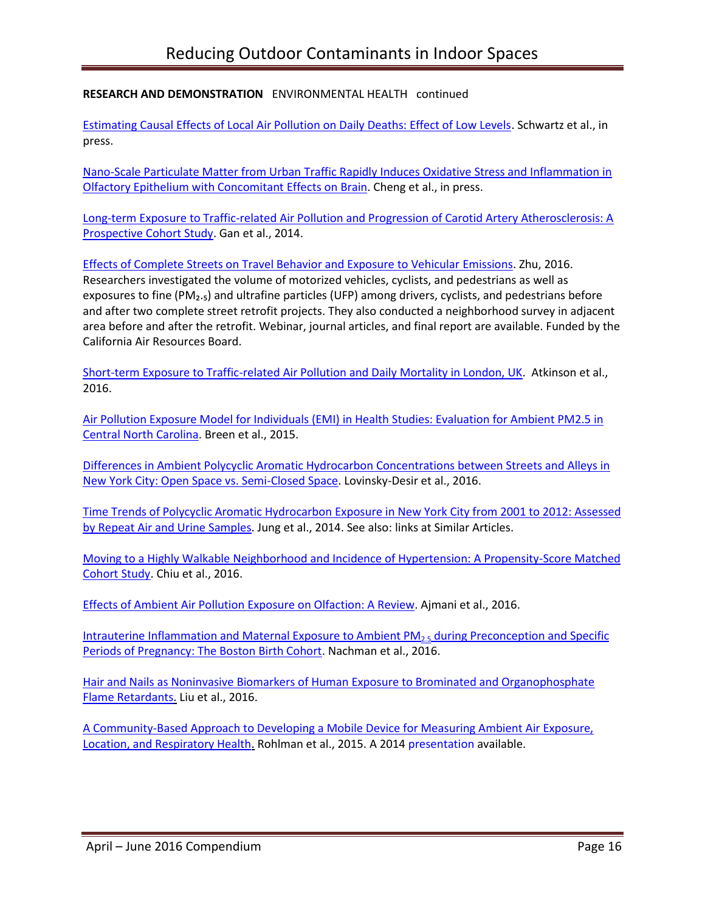**RESEARCH AND DEMONSTRATION** ENVIRONMENTAL HEALTH continued

Estimating Causal Effects of Local Air Pollution on Daily Deaths: Effect of Low Levels. Schwartz et al., in press.

Nano-Scale Particulate Matter from Urban Traffic Rapidly Induces Oxidative Stress and Inflammation in Olfactory Epithelium with Concomitant Effects on Brain. Cheng et al., in press.

Long-term Exposure to Traffic-related Air Pollution and Progression of Carotid Artery Atherosclerosis: A Prospective Cohort Study. Gan et al., 2014.

Effects of Complete Streets on Travel Behavior and Exposure to Vehicular Emissions. Zhu, 2016. Researchers investigated the volume of motorized vehicles, cyclists, and pedestrians as well as exposures to fine ($PM_{2.5}$) and ultrafine particles (UFP) among drivers, cyclists, and pedestrians before and after two complete street retrofit projects. They also conducted a neighborhood survey in adjacent area before and after the retrofit. Webinar, journal articles, and final report are available. Funded by the California Air Resources Board.

Short-term Exposure to Traffic-related Air Pollution and Daily Mortality in London, UK. Atkinson et al., 2016.

Air Pollution Exposure Model for Individuals (EMI) in Health Studies: Evaluation for Ambient PM2.5 in Central North Carolina. Breen et al., 2015.

Differences in Ambient Polycyclic Aromatic Hydrocarbon Concentrations between Streets and Alleys in New York City: Open Space vs. Semi-Closed Space. Lovinsky-Desir et al., 2016.

Time Trends of Polycyclic Aromatic Hydrocarbon Exposure in New York City from 2001 to 2012: Assessed by Repeat Air and Urine Samples. Jung et al., 2014. See also: links at Similar Articles.

Moving to a Highly Walkable Neighborhood and Incidence of Hypertension: A Propensity-Score Matched Cohort Study. Chiu et al., 2016.

Effects of Ambient Air Pollution Exposure on Olfaction: A Review. Ajmani et al., 2016.

Intrauterine Inflammation and Maternal Exposure to Ambient $PM_{2.5}$ during Preconception and Specific Periods of Pregnancy: The Boston Birth Cohort. Nachman et al., 2016.

Hair and Nails as Noninvasive Biomarkers of Human Exposure to Brominated and Organophosphate Flame Retardants. Liu et al., 2016.

A Community-Based Approach to Developing a Mobile Device for Measuring Ambient Air Exposure, Location, and Respiratory Health. Rohlman et al., 2015. A 2014 presentation available.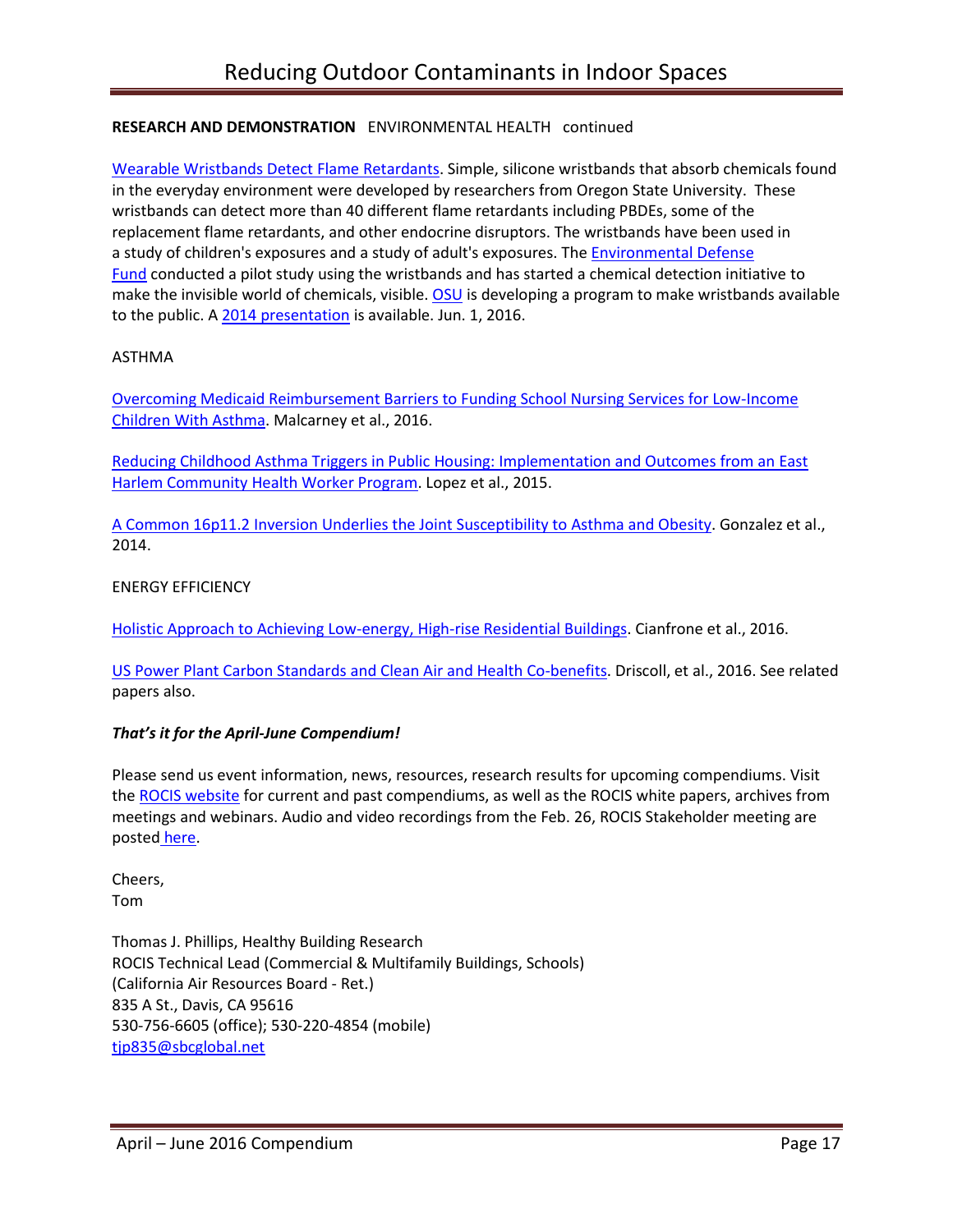**RESEARCH AND DEMONSTRATION** ENVIRONMENTAL HEALTH continued

Wearable Wristbands Detect Flame Retardants. Simple, silicone wristbands that absorb chemicals found in the everyday environment were developed by researchers from Oregon State University. These wristbands can detect more than 40 different flame retardants including PBDEs, some of the replacement flame retardants, and other endocrine disruptors. The wristbands have been used in a study of children's exposures and a study of adult's exposures. The Environmental Defense Fund conducted a pilot study using the wristbands and has started a chemical detection initiative to make the invisible world of chemicals, visible. OSU is developing a program to make wristbands available to the public. A 2014 presentation is available. Jun. 1, 2016.

ASTHMA

Overcoming Medicaid Reimbursement Barriers to Funding School Nursing Services for Low-Income Children With Asthma. Malcarney et al., 2016.

Reducing Childhood Asthma Triggers in Public Housing: Implementation and Outcomes from an East Harlem Community Health Worker Program. Lopez et al., 2015.

A Common 16p11.2 Inversion Underlies the Joint Susceptibility to Asthma and Obesity. Gonzalez et al., 2014.

ENERGY EFFICIENCY

Holistic Approach to Achieving Low-energy, High-rise Residential Buildings. Cianfrone et al., 2016.

US Power Plant Carbon Standards and Clean Air and Health Co-benefits. Driscoll, et al., 2016. See related papers also.

***That's it for the April-June Compendium!***

Please send us event information, news, resources, research results for upcoming compendiums. Visit the ROCIS website for current and past compendiums, as well as the ROCIS white papers, archives from meetings and webinars. Audio and video recordings from the Feb. 26, ROCIS Stakeholder meeting are posted here.

Cheers,
Tom

Thomas J. Phillips, Healthy Building Research
ROCIS Technical Lead (Commercial & Multifamily Buildings, Schools)
(California Air Resources Board - Ret.)
835 A St., Davis, CA 95616
530-756-6605 (office); 530-220-4854 (mobile)
tjp835@sbcglobal.net